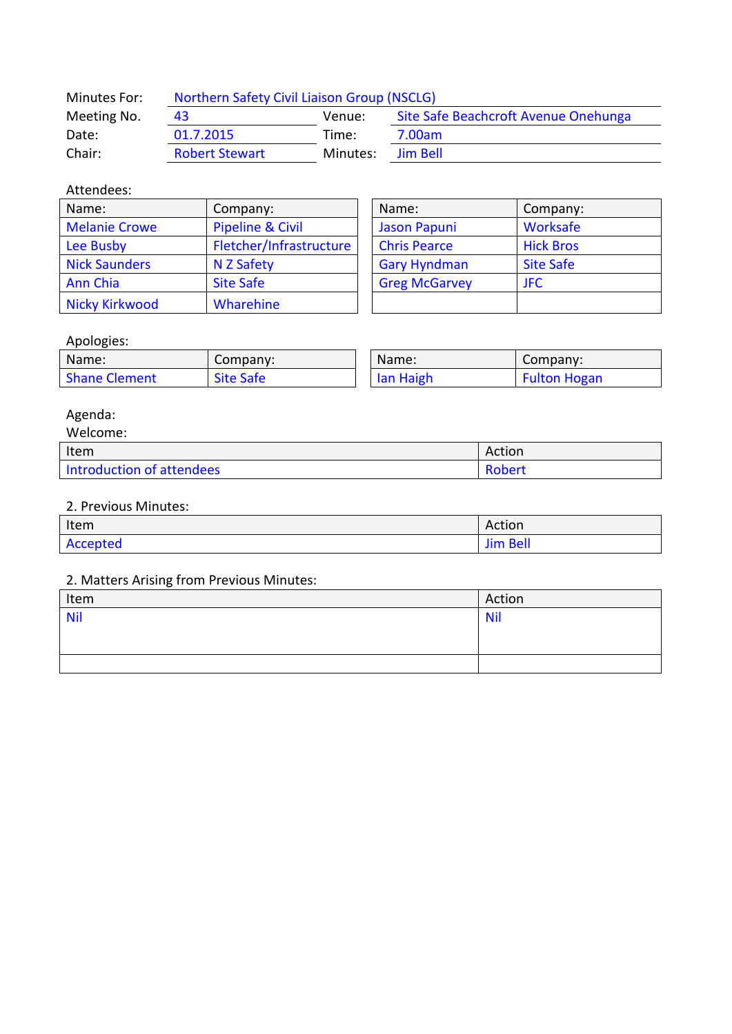| | | | |
|---|---|---|---|
| Minutes For: | Northern Safety Civil Liaison Group (NSCLG) | | |
| Meeting No. | 43 | Venue: | Site Safe Beachcroft Avenue Onehunga |
| Date: | 01.7.2015 | Time: | 7.00am |
| Chair: | Robert Stewart | Minutes: | Jim Bell |

Attendees:

| Name: | Company: |
|---|---|
| Melanie Crowe | Pipeline & Civil |
| Lee Busby | Fletcher/Infrastructure |
| Nick Saunders | N Z Safety |
| Ann Chia | Site Safe |
| Nicky Kirkwood | Wharehine |

| Name: | Company: |
|---|---|
| Jason Papuni | Worksafe |
| Chris Pearce | Hick Bros |
| Gary Hyndman | Site Safe |
| Greg McGarvey | JFC |
| | |

Apologies:

| Name: | Company: |
|---|---|
| Shane Clement | Site Safe |

| Name: | Company: |
|---|---|
| Ian Haigh | Fulton Hogan |

Agenda:

Welcome:

| Item | Action |
|---|---|
| Introduction of attendees | Robert |

2. Previous Minutes:

| Item | Action |
|---|---|
| Accepted | Jim Bell |

2. Matters Arising from Previous Minutes:

| Item | Action |
|---|---|
| Nil | Nil |
| | |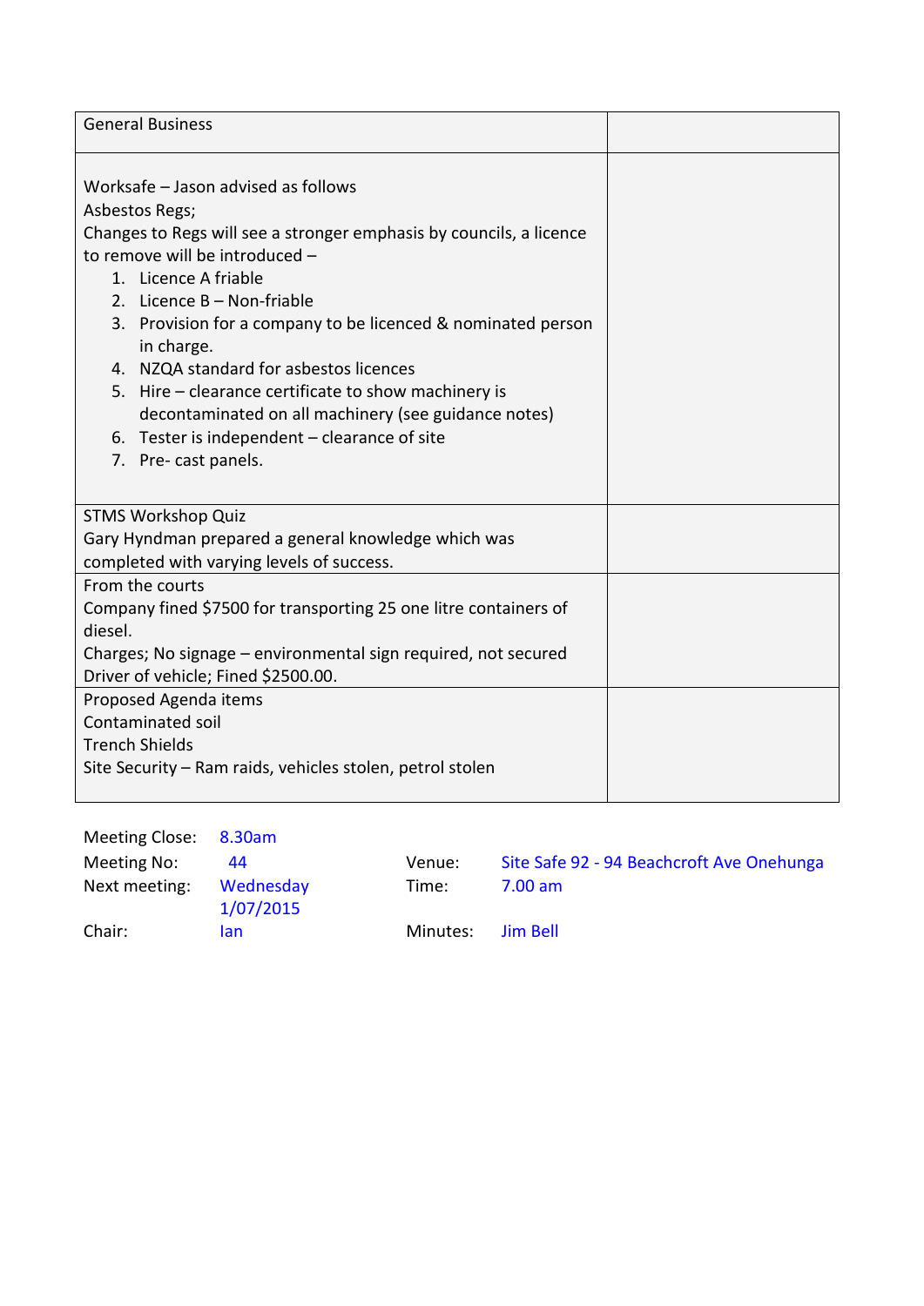| General Business | |
|---|---|
| Worksafe – Jason advised as follows<br>Asbestos Regs;<br>Changes to Regs will see a stronger emphasis by councils, a licence to remove will be introduced –<br>1. Licence A friable<br>2. Licence B – Non-friable<br>3. Provision for a company to be licenced & nominated person in charge.<br>4. NZQA standard for asbestos licences<br>5. Hire – clearance certificate to show machinery is decontaminated on all machinery (see guidance notes)<br>6. Tester is independent – clearance of site<br>7. Pre- cast panels. | |
| STMS Workshop Quiz<br>Gary Hyndman prepared a general knowledge which was completed with varying levels of success. | |
| From the courts<br>Company fined $7500 for transporting 25 one litre containers of diesel.<br>Charges; No signage – environmental sign required, not secured<br>Driver of vehicle; Fined $2500.00. | |
| Proposed Agenda items<br>Contaminated soil<br>Trench Shields<br>Site Security – Ram raids, vehicles stolen, petrol stolen | |

| | | | |
|---|---|---|---|
| Meeting Close: | 8.30am | | |
| Meeting No: | 44 | Venue: | Site Safe 92 - 94 Beachcroft Ave Onehunga |
| Next meeting: | Wednesday 1/07/2015 | Time: | 7.00 am |
| Chair: | Ian | Minutes: | Jim Bell |